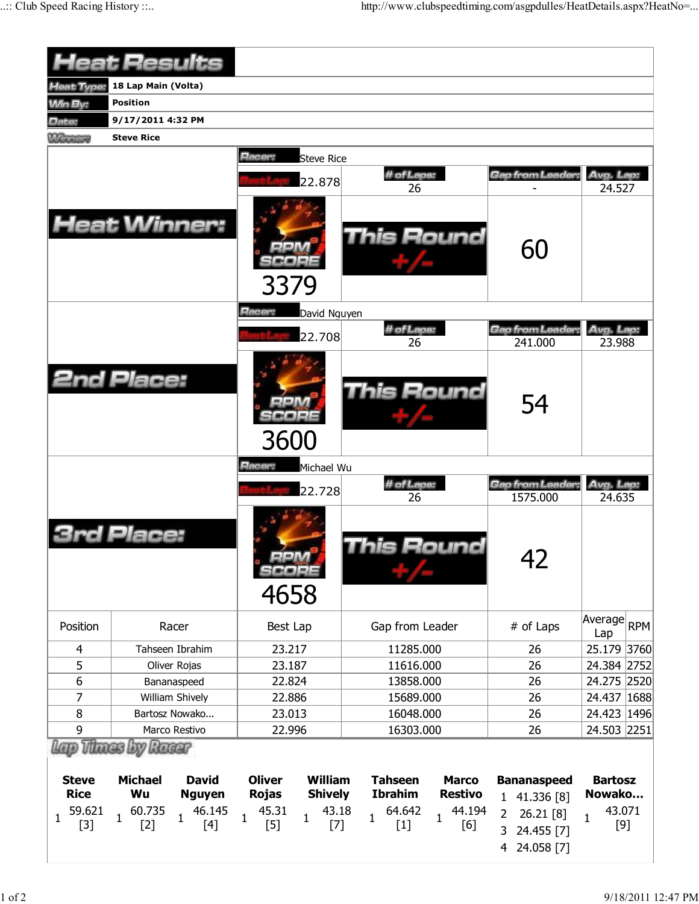# Heat Results

| | |
|---|---|
| Heat Type: | 18 Lap Main (Volta) |
| Win By: | Position |
| Date: | 9/17/2011 4:32 PM |
| Winner: | Steve Rice |

## Heat Winner:

**Racer:** Steve Rice

| Best Lap | # of Laps | Gap from Leader | Avg. Lap |
|---|---|---|---|
| 22.878 | 26 | - | 24.527 |

RPM SCORE: 3379

This Round +/-: 60

## 2nd Place:

**Racer:** David Nguyen

| Best Lap | # of Laps | Gap from Leader | Avg. Lap |
|---|---|---|---|
| 22.708 | 26 | 241.000 | 23.988 |

RPM SCORE: 3600

This Round +/-: 54

## 3rd Place:

**Racer:** Michael Wu

| Best Lap | # of Laps | Gap from Leader | Avg. Lap |
|---|---|---|---|
| 22.728 | 26 | 1575.000 | 24.635 |

RPM SCORE: 4658

This Round +/-: 42

| Position | Racer | Best Lap | Gap from Leader | # of Laps | Average Lap | RPM |
|---|---|---|---|---|---|---|
| 4 | Tahseen Ibrahim | 23.217 | 11285.000 | 26 | 25.179 | 3760 |
| 5 | Oliver Rojas | 23.187 | 11616.000 | 26 | 24.384 | 2752 |
| 6 | Bananaspeed | 22.824 | 13858.000 | 26 | 24.275 | 2520 |
| 7 | William Shively | 22.886 | 15689.000 | 26 | 24.437 | 1688 |
| 8 | Bartosz Nowako... | 23.013 | 16048.000 | 26 | 24.423 | 1496 |
| 9 | Marco Restivo | 22.996 | 16303.000 | 26 | 24.503 | 2251 |

## Lap Times by Racer

| Steve Rice | Michael Wu | David Nguyen | Oliver Rojas | William Shively | Tahseen Ibrahim | Marco Restivo | Bananaspeed | Bartosz Nowako... |
|---|---|---|---|---|---|---|---|---|
| 1 59.621 [3] | 1 60.735 [2] | 1 46.145 [4] | 1 45.31 [5] | 1 43.18 [7] | 1 64.642 [1] | 1 44.194 [6] | 1 41.336 [8] | 1 43.071 [9] |
| | | | | | | | 2 26.21 [8] | |
| | | | | | | | 3 24.455 [7] | |
| | | | | | | | 4 24.058 [7] | |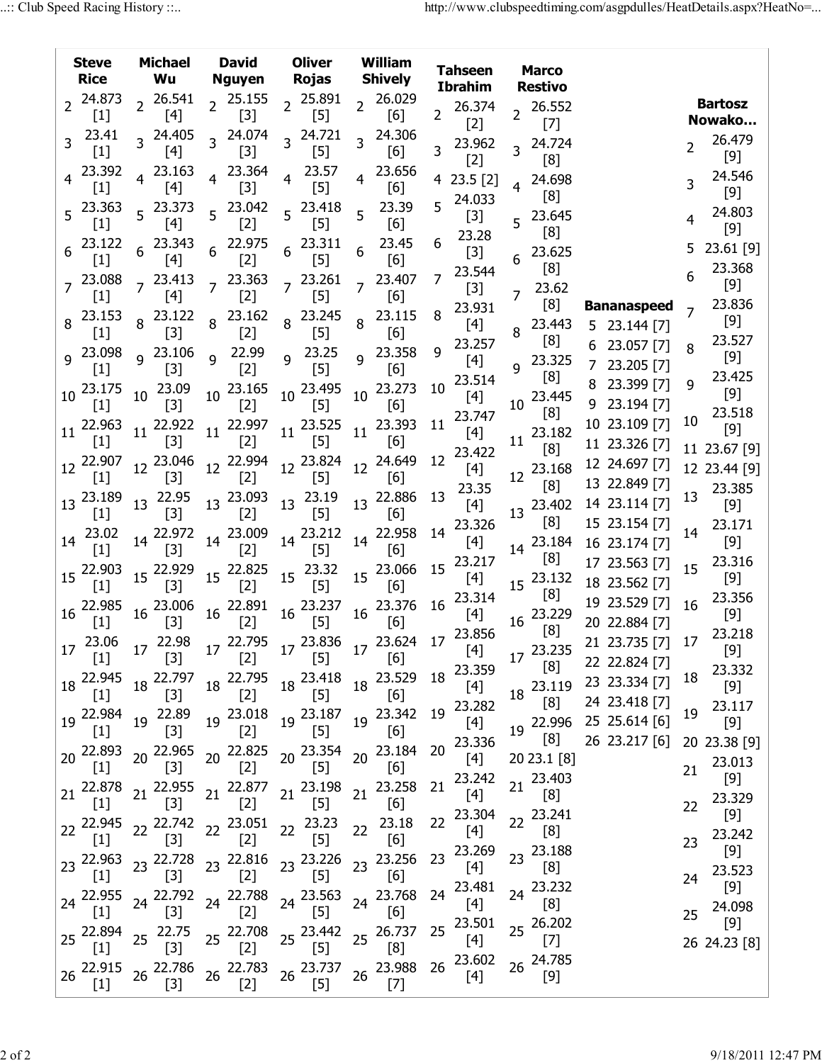| Lap | Steve Rice | Michael Wu | David Nguyen | Oliver Rojas | William Shively | Tahseen Ibrahim | Marco Restivo | Bananaspeed | Bartosz Nowako... |
|---|---|---|---|---|---|---|---|---|---|
| 2 | 24.873 [1] | 26.541 [4] | 25.155 [3] | 25.891 [5] | 26.029 [6] | 26.374 [2] | 26.552 [7] | | 26.479 [9] |
| 3 | 23.41 [1] | 24.405 [4] | 24.074 [3] | 24.721 [5] | 24.306 [6] | 23.962 [2] | 24.724 [8] | | 24.546 [9] |
| 4 | 23.392 [1] | 23.163 [4] | 23.364 [3] | 23.57 [5] | 23.656 [6] | 23.5 [2] | 24.698 [8] | | 24.803 [9] |
| 5 | 23.363 [1] | 23.373 [4] | 23.042 [2] | 23.418 [5] | 23.39 [6] | 24.033 [3] | 23.645 [8] | 23.144 [7] | 23.61 [9] |
| 6 | 23.122 [1] | 23.343 [4] | 22.975 [2] | 23.311 [5] | 23.45 [6] | 23.28 [3] | 23.625 [8] | 23.057 [7] | 23.368 [9] |
| 7 | 23.088 [1] | 23.413 [4] | 23.363 [2] | 23.261 [5] | 23.407 [6] | 23.544 [3] | 23.62 [8] | 23.205 [7] | 23.836 [9] |
| 8 | 23.153 [1] | 23.122 [3] | 23.162 [2] | 23.245 [5] | 23.115 [6] | 23.931 [4] | 23.443 [8] | 23.399 [7] | 23.527 [9] |
| 9 | 23.098 [1] | 23.106 [3] | 22.99 [2] | 23.25 [5] | 23.358 [6] | 23.257 [4] | 23.325 [8] | 23.194 [7] | 23.425 [9] |
| 10 | 23.175 [1] | 23.09 [3] | 23.165 [2] | 23.495 [5] | 23.273 [6] | 23.514 [4] | 23.445 [8] | 23.109 [7] | 23.518 [9] |
| 11 | 22.963 [1] | 22.922 [3] | 22.997 [2] | 23.525 [5] | 23.393 [6] | 23.747 [4] | 23.182 [8] | 23.326 [7] | 23.67 [9] |
| 12 | 22.907 [1] | 23.046 [3] | 22.994 [2] | 23.824 [5] | 24.649 [6] | 23.422 [4] | 23.168 [8] | 24.697 [7] | 23.44 [9] |
| 13 | 23.189 [1] | 22.95 [3] | 23.093 [2] | 23.19 [5] | 22.886 [6] | 23.35 [4] | 23.402 [8] | 22.849 [7] | 23.385 [9] |
| 14 | 23.02 [1] | 22.972 [3] | 23.009 [2] | 23.212 [5] | 22.958 [6] | 23.326 [4] | 23.184 [8] | 23.114 [7] | 23.171 [9] |
| 15 | 22.903 [1] | 22.929 [3] | 22.825 [2] | 23.32 [5] | 23.066 [6] | 23.217 [4] | 23.132 [8] | 23.154 [7] | 23.316 [9] |
| 16 | 22.985 [1] | 23.006 [3] | 22.891 [2] | 23.237 [5] | 23.376 [6] | 23.314 [4] | 23.229 [8] | 23.174 [7] | 23.356 [9] |
| 17 | 23.06 [1] | 22.98 [3] | 22.795 [2] | 23.836 [5] | 23.624 [6] | 23.856 [4] | 23.235 [8] | 23.563 [7] | 23.218 [9] |
| 18 | 22.945 [1] | 22.797 [3] | 22.795 [2] | 23.418 [5] | 23.529 [6] | 23.359 [4] | 23.119 [8] | 23.562 [7] | 23.332 [9] |
| 19 | 22.984 [1] | 22.89 [3] | 23.018 [2] | 23.187 [5] | 23.342 [6] | 23.282 [4] | 22.996 [8] | 23.529 [7] | 23.117 [9] |
| 20 | 22.893 [1] | 22.965 [3] | 22.825 [2] | 23.354 [5] | 23.184 [6] | 23.336 [4] | 23.1 [8] | 22.884 [7] | 23.38 [9] |
| 21 | 22.878 [1] | 22.955 [3] | 22.877 [2] | 23.198 [5] | 23.258 [6] | 23.242 [4] | 23.403 [8] | 23.735 [7] | 23.013 [9] |
| 22 | 22.945 [1] | 22.742 [3] | 23.051 [2] | 23.23 [5] | 23.18 [6] | 23.304 [4] | 23.241 [8] | 22.824 [7] | 23.329 [9] |
| 23 | 22.963 [1] | 22.728 [3] | 22.816 [2] | 23.226 [5] | 23.256 [6] | 23.269 [4] | 23.188 [8] | 23.334 [7] | 23.242 [9] |
| 24 | 22.955 [1] | 22.792 [3] | 22.788 [2] | 23.563 [5] | 23.768 [6] | 23.481 [4] | 23.232 [8] | 23.418 [7] | 23.523 [9] |
| 25 | 22.894 [1] | 22.75 [3] | 22.708 [2] | 23.442 [5] | 26.737 [8] | 23.501 [4] | 26.202 [7] | 25.614 [6] | 24.098 [9] |
| 26 | 22.915 [1] | 22.786 [3] | 22.783 [2] | 23.737 [5] | 23.988 [7] | 23.602 [4] | 24.785 [9] | 23.217 [6] | 24.23 [8] |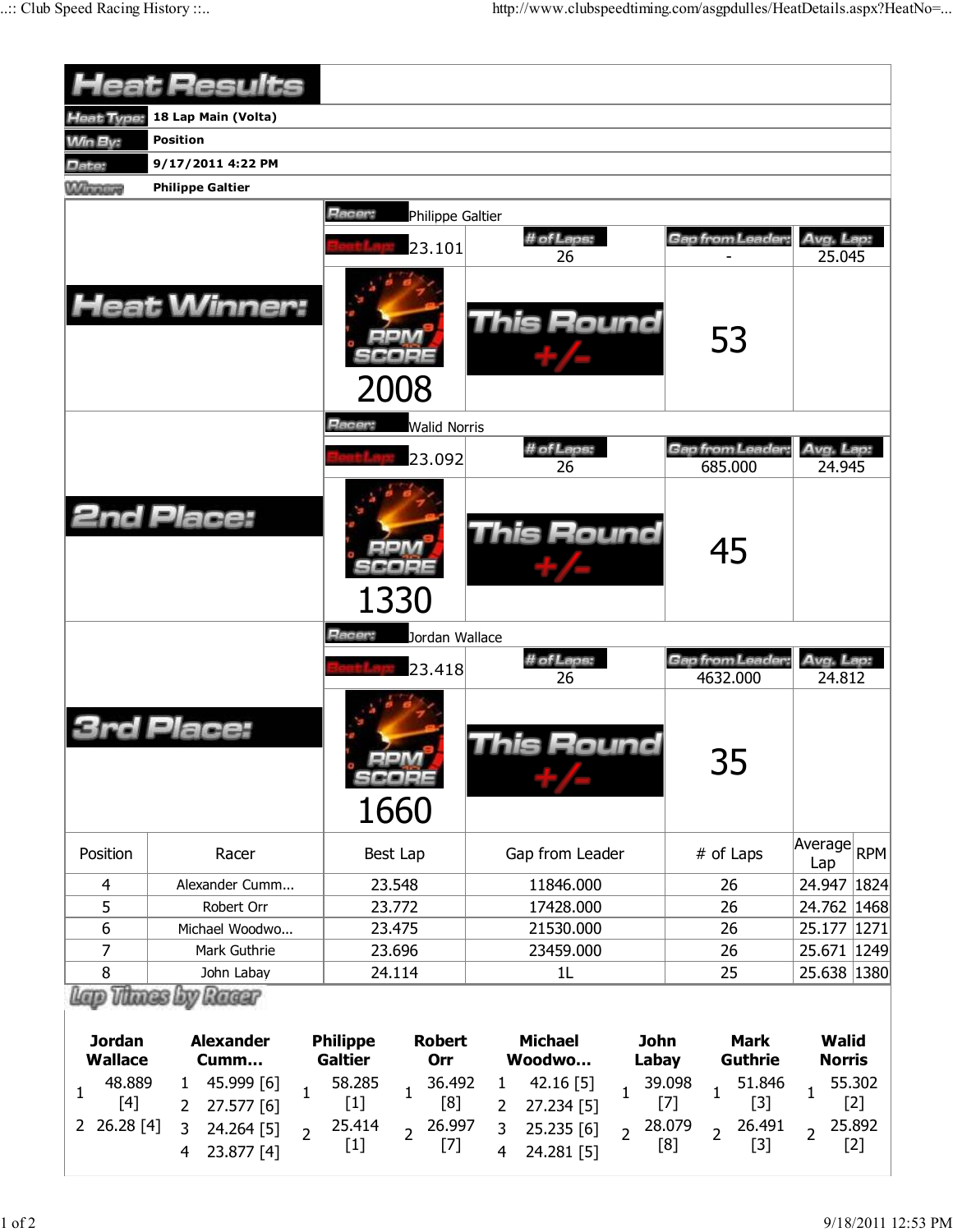# Heat Results

| | |
|---|---|
| Heat Type: | 18 Lap Main (Volta) |
| Win By: | Position |
| Date: | 9/17/2011 4:22 PM |
| Winner: | Philippe Galtier |

## Heat Winner:

**Racer:** Philippe Galtier

| Best Lap | # of Laps | Gap from Leader | Avg. Lap |
|---|---|---|---|
| 23.101 | 26 | - | 25.045 |

RPM SCORE: 2008

This Round +/-: 53

## 2nd Place:

**Racer:** Walid Norris

| Best Lap | # of Laps | Gap from Leader | Avg. Lap |
|---|---|---|---|
| 23.092 | 26 | 685.000 | 24.945 |

RPM SCORE: 1330

This Round +/-: 45

## 3rd Place:

**Racer:** Jordan Wallace

| Best Lap | # of Laps | Gap from Leader | Avg. Lap |
|---|---|---|---|
| 23.418 | 26 | 4632.000 | 24.812 |

RPM SCORE: 1660

This Round +/-: 35

| Position | Racer | Best Lap | Gap from Leader | # of Laps | Average Lap | RPM |
|---|---|---|---|---|---|---|
| 4 | Alexander Cumm... | 23.548 | 11846.000 | 26 | 24.947 | 1824 |
| 5 | Robert Orr | 23.772 | 17428.000 | 26 | 24.762 | 1468 |
| 6 | Michael Woodwo... | 23.475 | 21530.000 | 26 | 25.177 | 1271 |
| 7 | Mark Guthrie | 23.696 | 23459.000 | 26 | 25.671 | 1249 |
| 8 | John Labay | 24.114 | 1L | 25 | 25.638 | 1380 |

## Lap Times by Racer

| Jordan Wallace | Alexander Cumm... | Philippe Galtier | Robert Orr | Michael Woodwo... | John Labay | Mark Guthrie | Walid Norris |
|---|---|---|---|---|---|---|---|
| 1 48.889 [4] | 1 45.999 [6] | 1 58.285 [1] | 1 36.492 [8] | 1 42.16 [5] | 1 39.098 [7] | 1 51.846 [3] | 1 55.302 [2] |
| 2 26.28 [4] | 2 27.577 [6] | 2 25.414 [1] | 2 26.997 [7] | 2 27.234 [5] | 2 28.079 [8] | 2 26.491 [3] | 2 25.892 [2] |
| | 3 24.264 [5] | | | 3 25.235 [6] | | | |
| | 4 23.877 [4] | | | 4 24.281 [5] | | | |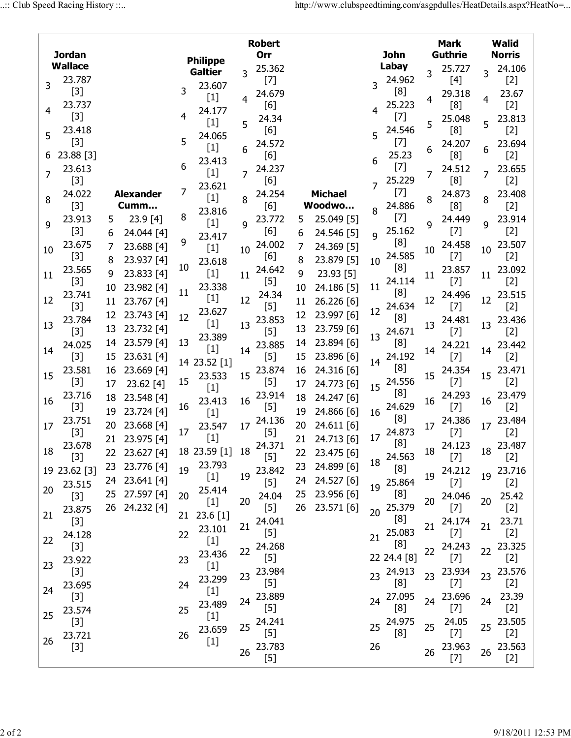| Lap | Jordan Wallace | Alexander Cumm… | Philippe Galtier | Robert Orr | Michael Woodwo… | John Labay | Mark Guthrie | Walid Norris |
|---|---|---|---|---|---|---|---|---|
| 3 | 23.787 [3] | | 23.607 [1] | 25.362 [7] | | 24.962 [8] | 25.727 [4] | 24.106 [2] |
| 4 | 23.737 [3] | | 24.177 [1] | 24.679 [6] | | 25.223 [7] | 29.318 [8] | 23.67 [2] |
| 5 | 23.418 [3] | 23.9 [4] | 24.065 [1] | 24.34 [6] | 25.049 [5] | 24.546 [7] | 25.048 [8] | 23.813 [2] |
| 6 | 23.88 [3] | 24.044 [4] | 23.413 [1] | 24.572 [6] | 24.546 [5] | 25.23 [7] | 24.207 [8] | 23.694 [2] |
| 7 | 23.613 [3] | 23.688 [4] | 23.621 [1] | 24.237 [6] | 24.369 [5] | 25.229 [7] | 24.512 [8] | 23.655 [2] |
| 8 | 24.022 [3] | 23.937 [4] | 23.816 [1] | 24.254 [6] | 23.879 [5] | 24.886 [7] | 24.873 [8] | 23.408 [2] |
| 9 | 23.913 [3] | 23.833 [4] | 23.417 [1] | 23.772 [6] | 23.93 [5] | 25.162 [8] | 24.449 [7] | 23.914 [2] |
| 10 | 23.675 [3] | 23.982 [4] | 23.618 [1] | 24.002 [6] | 24.186 [5] | 24.585 [8] | 24.458 [7] | 23.507 [2] |
| 11 | 23.565 [3] | 23.767 [4] | 23.338 [1] | 24.642 [5] | 26.226 [6] | 24.114 [8] | 23.857 [7] | 23.092 [2] |
| 12 | 23.741 [3] | 23.743 [4] | 23.627 [1] | 24.34 [5] | 23.997 [6] | 24.634 [8] | 24.496 [7] | 23.515 [2] |
| 13 | 23.784 [3] | 23.732 [4] | 23.389 [1] | 23.853 [5] | 23.759 [6] | 24.671 [8] | 24.481 [7] | 23.436 [2] |
| 14 | 24.025 [3] | 23.579 [4] | 23.52 [1] | 23.885 [5] | 23.894 [6] | 24.192 [8] | 24.221 [7] | 23.442 [2] |
| 15 | 23.581 [3] | 23.631 [4] | 23.533 [1] | 23.874 [5] | 23.896 [6] | 24.556 [8] | 24.354 [7] | 23.471 [2] |
| 16 | 23.716 [3] | 23.669 [4] | 23.413 [1] | 23.914 [5] | 24.316 [6] | 24.629 [8] | 24.293 [7] | 23.479 [2] |
| 17 | 23.751 [3] | 23.62 [4] | 23.547 [1] | 24.136 [5] | 24.773 [6] | 24.873 [8] | 24.386 [7] | 23.484 [2] |
| 18 | 23.678 [3] | 23.548 [4] | 23.59 [1] | 24.371 [5] | 24.247 [6] | 24.563 [8] | 24.123 [7] | 23.487 [2] |
| 19 | 23.62 [3] | 23.724 [4] | 23.793 [1] | 23.842 [5] | 24.866 [6] | 25.864 [8] | 24.212 [7] | 23.716 [2] |
| 20 | 23.515 [3] | 23.668 [4] | 25.414 [1] | 24.04 [5] | 24.611 [6] | 25.379 [8] | 24.046 [7] | 25.42 [2] |
| 21 | 23.875 [3] | 23.975 [4] | 23.6 [1] | 24.041 [5] | 24.713 [6] | 25.083 [8] | 24.174 [7] | 23.71 [2] |
| 22 | 24.128 [3] | 23.627 [4] | 23.101 [1] | 24.268 [5] | 23.475 [6] | 24.4 [8] | 24.243 [7] | 23.325 [2] |
| 23 | 23.922 [3] | 23.776 [4] | 23.436 [1] | 23.984 [5] | 24.899 [6] | 24.913 [8] | 23.934 [7] | 23.576 [2] |
| 24 | 23.695 [3] | 23.641 [4] | 23.299 [1] | 23.889 [5] | 24.527 [6] | 27.095 [8] | 23.696 [7] | 23.39 [2] |
| 25 | 23.574 [3] | 27.597 [4] | 23.489 [1] | 24.241 [5] | 23.956 [6] | 24.975 [8] | 24.05 [7] | 23.505 [2] |
| 26 | 23.721 [3] | 24.232 [4] | 23.659 [1] | 23.783 [5] | 23.571 [6] | | 23.963 [7] | 23.563 [2] |